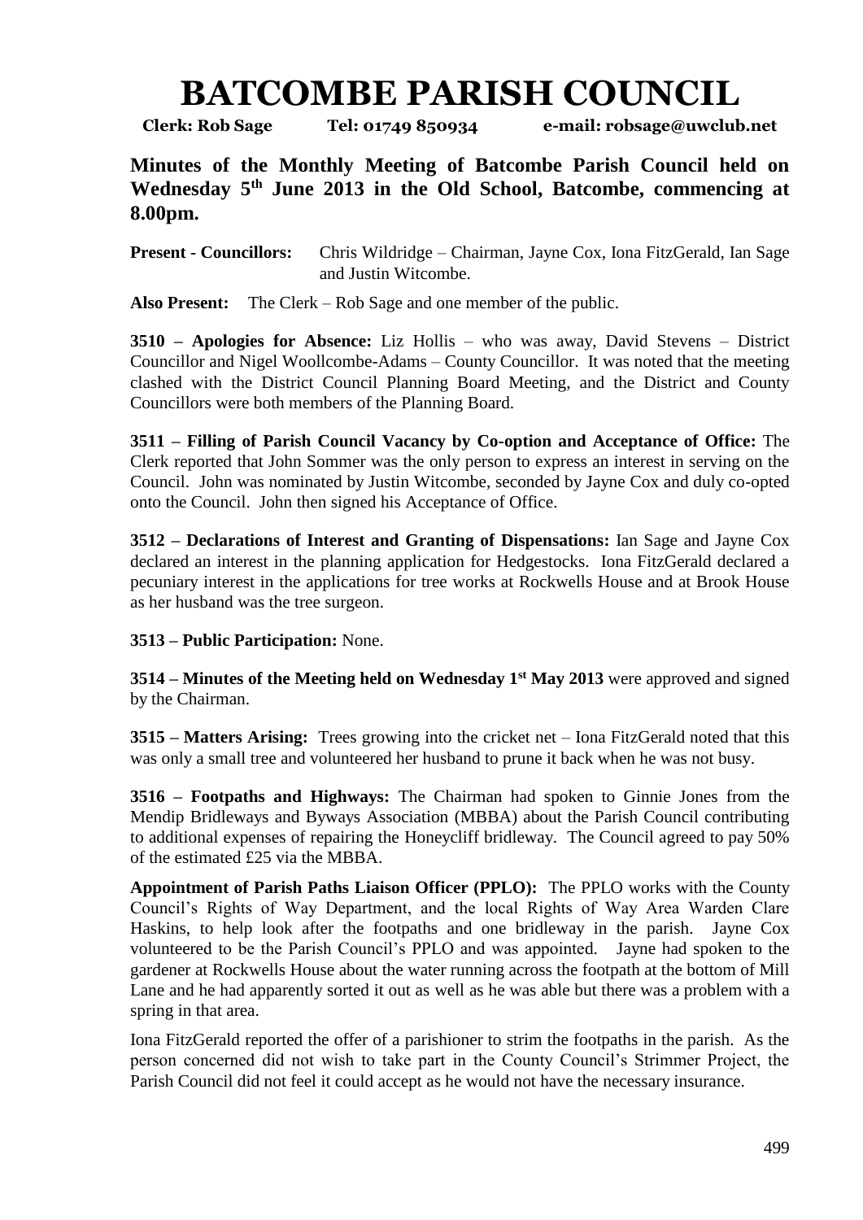# BATCOMBE PARISH COUNCIL

**Clerk: Rob Sage Tel: 01749 850934 e-mail: robsage@uwclub.net**

## Minutes of the Monthly Meeting of Batcombe Parish Council held on Wednesday 5th June 2013 in the Old School, Batcombe, commencing at 8.00pm.

**Present - Councillors:** Chris Wildridge – Chairman, Jayne Cox, Iona FitzGerald, Ian Sage and Justin Witcombe.

**Also Present:** The Clerk – Rob Sage and one member of the public.

**3510 – Apologies for Absence:** Liz Hollis – who was away, David Stevens – District Councillor and Nigel Woollcombe-Adams – County Councillor. It was noted that the meeting clashed with the District Council Planning Board Meeting, and the District and County Councillors were both members of the Planning Board.

**3511 – Filling of Parish Council Vacancy by Co-option and Acceptance of Office:** The Clerk reported that John Sommer was the only person to express an interest in serving on the Council. John was nominated by Justin Witcombe, seconded by Jayne Cox and duly co-opted onto the Council. John then signed his Acceptance of Office.

**3512 – Declarations of Interest and Granting of Dispensations:** Ian Sage and Jayne Cox declared an interest in the planning application for Hedgestocks. Iona FitzGerald declared a pecuniary interest in the applications for tree works at Rockwells House and at Brook House as her husband was the tree surgeon.

**3513 – Public Participation:** None.

**3514 – Minutes of the Meeting held on Wednesday 1st May 2013** were approved and signed by the Chairman.

**3515 – Matters Arising:** Trees growing into the cricket net – Iona FitzGerald noted that this was only a small tree and volunteered her husband to prune it back when he was not busy.

**3516 – Footpaths and Highways:** The Chairman had spoken to Ginnie Jones from the Mendip Bridleways and Byways Association (MBBA) about the Parish Council contributing to additional expenses of repairing the Honeycliff bridleway. The Council agreed to pay 50% of the estimated £25 via the MBBA.

**Appointment of Parish Paths Liaison Officer (PPLO):** The PPLO works with the County Council's Rights of Way Department, and the local Rights of Way Area Warden Clare Haskins, to help look after the footpaths and one bridleway in the parish. Jayne Cox volunteered to be the Parish Council's PPLO and was appointed. Jayne had spoken to the gardener at Rockwells House about the water running across the footpath at the bottom of Mill Lane and he had apparently sorted it out as well as he was able but there was a problem with a spring in that area.

Iona FitzGerald reported the offer of a parishioner to strim the footpaths in the parish. As the person concerned did not wish to take part in the County Council's Strimmer Project, the Parish Council did not feel it could accept as he would not have the necessary insurance.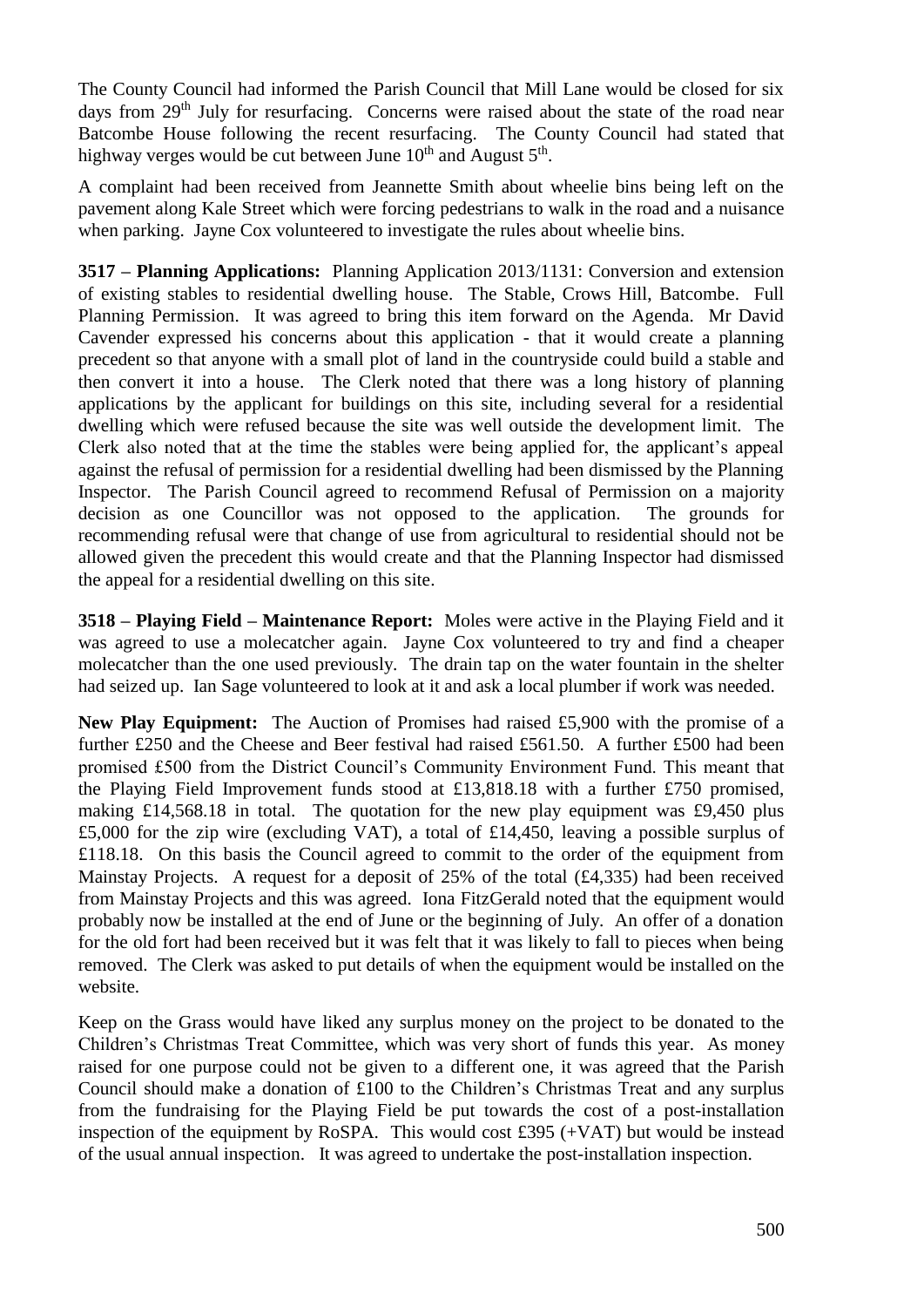The County Council had informed the Parish Council that Mill Lane would be closed for six days from 29th July for resurfacing. Concerns were raised about the state of the road near Batcombe House following the recent resurfacing. The County Council had stated that highway verges would be cut between June 10th and August 5th.

A complaint had been received from Jeannette Smith about wheelie bins being left on the pavement along Kale Street which were forcing pedestrians to walk in the road and a nuisance when parking. Jayne Cox volunteered to investigate the rules about wheelie bins.

**3517 – Planning Applications:** Planning Application 2013/1131: Conversion and extension of existing stables to residential dwelling house. The Stable, Crows Hill, Batcombe. Full Planning Permission. It was agreed to bring this item forward on the Agenda. Mr David Cavender expressed his concerns about this application - that it would create a planning precedent so that anyone with a small plot of land in the countryside could build a stable and then convert it into a house. The Clerk noted that there was a long history of planning applications by the applicant for buildings on this site, including several for a residential dwelling which were refused because the site was well outside the development limit. The Clerk also noted that at the time the stables were being applied for, the applicant's appeal against the refusal of permission for a residential dwelling had been dismissed by the Planning Inspector. The Parish Council agreed to recommend Refusal of Permission on a majority decision as one Councillor was not opposed to the application. The grounds for recommending refusal were that change of use from agricultural to residential should not be allowed given the precedent this would create and that the Planning Inspector had dismissed the appeal for a residential dwelling on this site.

**3518 – Playing Field – Maintenance Report:** Moles were active in the Playing Field and it was agreed to use a molecatcher again. Jayne Cox volunteered to try and find a cheaper molecatcher than the one used previously. The drain tap on the water fountain in the shelter had seized up. Ian Sage volunteered to look at it and ask a local plumber if work was needed.

**New Play Equipment:** The Auction of Promises had raised £5,900 with the promise of a further £250 and the Cheese and Beer festival had raised £561.50. A further £500 had been promised £500 from the District Council's Community Environment Fund. This meant that the Playing Field Improvement funds stood at £13,818.18 with a further £750 promised, making £14,568.18 in total. The quotation for the new play equipment was £9,450 plus £5,000 for the zip wire (excluding VAT), a total of £14,450, leaving a possible surplus of £118.18. On this basis the Council agreed to commit to the order of the equipment from Mainstay Projects. A request for a deposit of 25% of the total (£4,335) had been received from Mainstay Projects and this was agreed. Iona FitzGerald noted that the equipment would probably now be installed at the end of June or the beginning of July. An offer of a donation for the old fort had been received but it was felt that it was likely to fall to pieces when being removed. The Clerk was asked to put details of when the equipment would be installed on the website.

Keep on the Grass would have liked any surplus money on the project to be donated to the Children's Christmas Treat Committee, which was very short of funds this year. As money raised for one purpose could not be given to a different one, it was agreed that the Parish Council should make a donation of £100 to the Children's Christmas Treat and any surplus from the fundraising for the Playing Field be put towards the cost of a post-installation inspection of the equipment by RoSPA. This would cost £395 (+VAT) but would be instead of the usual annual inspection. It was agreed to undertake the post-installation inspection.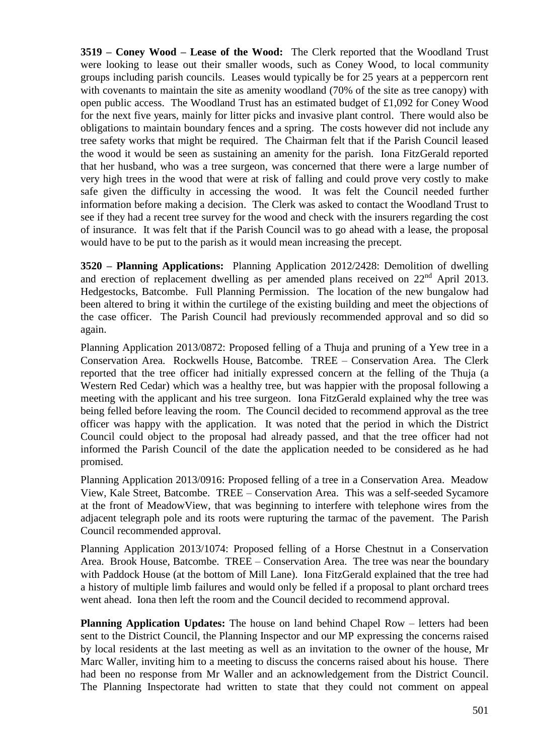**3519 – Coney Wood – Lease of the Wood:** The Clerk reported that the Woodland Trust were looking to lease out their smaller woods, such as Coney Wood, to local community groups including parish councils. Leases would typically be for 25 years at a peppercorn rent with covenants to maintain the site as amenity woodland (70% of the site as tree canopy) with open public access. The Woodland Trust has an estimated budget of £1,092 for Coney Wood for the next five years, mainly for litter picks and invasive plant control. There would also be obligations to maintain boundary fences and a spring. The costs however did not include any tree safety works that might be required. The Chairman felt that if the Parish Council leased the wood it would be seen as sustaining an amenity for the parish. Iona FitzGerald reported that her husband, who was a tree surgeon, was concerned that there were a large number of very high trees in the wood that were at risk of falling and could prove very costly to make safe given the difficulty in accessing the wood. It was felt the Council needed further information before making a decision. The Clerk was asked to contact the Woodland Trust to see if they had a recent tree survey for the wood and check with the insurers regarding the cost of insurance. It was felt that if the Parish Council was to go ahead with a lease, the proposal would have to be put to the parish as it would mean increasing the precept.

**3520 – Planning Applications:** Planning Application 2012/2428: Demolition of dwelling and erection of replacement dwelling as per amended plans received on 22nd April 2013. Hedgestocks, Batcombe. Full Planning Permission. The location of the new bungalow had been altered to bring it within the curtilege of the existing building and meet the objections of the case officer. The Parish Council had previously recommended approval and so did so again.

Planning Application 2013/0872: Proposed felling of a Thuja and pruning of a Yew tree in a Conservation Area. Rockwells House, Batcombe. TREE – Conservation Area. The Clerk reported that the tree officer had initially expressed concern at the felling of the Thuja (a Western Red Cedar) which was a healthy tree, but was happier with the proposal following a meeting with the applicant and his tree surgeon. Iona FitzGerald explained why the tree was being felled before leaving the room. The Council decided to recommend approval as the tree officer was happy with the application. It was noted that the period in which the District Council could object to the proposal had already passed, and that the tree officer had not informed the Parish Council of the date the application needed to be considered as he had promised.

Planning Application 2013/0916: Proposed felling of a tree in a Conservation Area. Meadow View, Kale Street, Batcombe. TREE – Conservation Area. This was a self-seeded Sycamore at the front of MeadowView, that was beginning to interfere with telephone wires from the adjacent telegraph pole and its roots were rupturing the tarmac of the pavement. The Parish Council recommended approval.

Planning Application 2013/1074: Proposed felling of a Horse Chestnut in a Conservation Area. Brook House, Batcombe. TREE – Conservation Area. The tree was near the boundary with Paddock House (at the bottom of Mill Lane). Iona FitzGerald explained that the tree had a history of multiple limb failures and would only be felled if a proposal to plant orchard trees went ahead. Iona then left the room and the Council decided to recommend approval.

**Planning Application Updates:** The house on land behind Chapel Row – letters had been sent to the District Council, the Planning Inspector and our MP expressing the concerns raised by local residents at the last meeting as well as an invitation to the owner of the house, Mr Marc Waller, inviting him to a meeting to discuss the concerns raised about his house. There had been no response from Mr Waller and an acknowledgement from the District Council. The Planning Inspectorate had written to state that they could not comment on appeal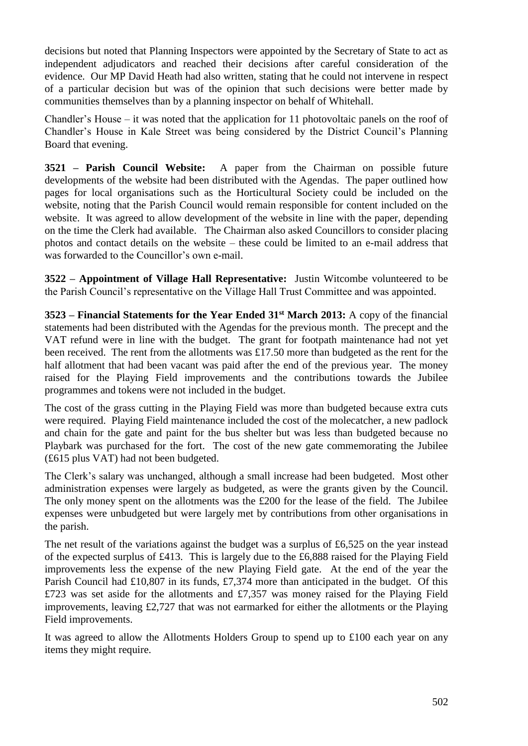decisions but noted that Planning Inspectors were appointed by the Secretary of State to act as independent adjudicators and reached their decisions after careful consideration of the evidence. Our MP David Heath had also written, stating that he could not intervene in respect of a particular decision but was of the opinion that such decisions were better made by communities themselves than by a planning inspector on behalf of Whitehall.

Chandler's House – it was noted that the application for 11 photovoltaic panels on the roof of Chandler's House in Kale Street was being considered by the District Council's Planning Board that evening.

**3521 – Parish Council Website:** A paper from the Chairman on possible future developments of the website had been distributed with the Agendas. The paper outlined how pages for local organisations such as the Horticultural Society could be included on the website, noting that the Parish Council would remain responsible for content included on the website. It was agreed to allow development of the website in line with the paper, depending on the time the Clerk had available. The Chairman also asked Councillors to consider placing photos and contact details on the website – these could be limited to an e-mail address that was forwarded to the Councillor's own e-mail.

**3522 – Appointment of Village Hall Representative:** Justin Witcombe volunteered to be the Parish Council's representative on the Village Hall Trust Committee and was appointed.

**3523 – Financial Statements for the Year Ended 31st March 2013:** A copy of the financial statements had been distributed with the Agendas for the previous month. The precept and the VAT refund were in line with the budget. The grant for footpath maintenance had not yet been received. The rent from the allotments was £17.50 more than budgeted as the rent for the half allotment that had been vacant was paid after the end of the previous year. The money raised for the Playing Field improvements and the contributions towards the Jubilee programmes and tokens were not included in the budget.

The cost of the grass cutting in the Playing Field was more than budgeted because extra cuts were required. Playing Field maintenance included the cost of the molecatcher, a new padlock and chain for the gate and paint for the bus shelter but was less than budgeted because no Playbark was purchased for the fort. The cost of the new gate commemorating the Jubilee (£615 plus VAT) had not been budgeted.

The Clerk's salary was unchanged, although a small increase had been budgeted. Most other administration expenses were largely as budgeted, as were the grants given by the Council. The only money spent on the allotments was the £200 for the lease of the field. The Jubilee expenses were unbudgeted but were largely met by contributions from other organisations in the parish.

The net result of the variations against the budget was a surplus of £6,525 on the year instead of the expected surplus of £413. This is largely due to the £6,888 raised for the Playing Field improvements less the expense of the new Playing Field gate. At the end of the year the Parish Council had £10,807 in its funds, £7,374 more than anticipated in the budget. Of this £723 was set aside for the allotments and £7,357 was money raised for the Playing Field improvements, leaving £2,727 that was not earmarked for either the allotments or the Playing Field improvements.

It was agreed to allow the Allotments Holders Group to spend up to £100 each year on any items they might require.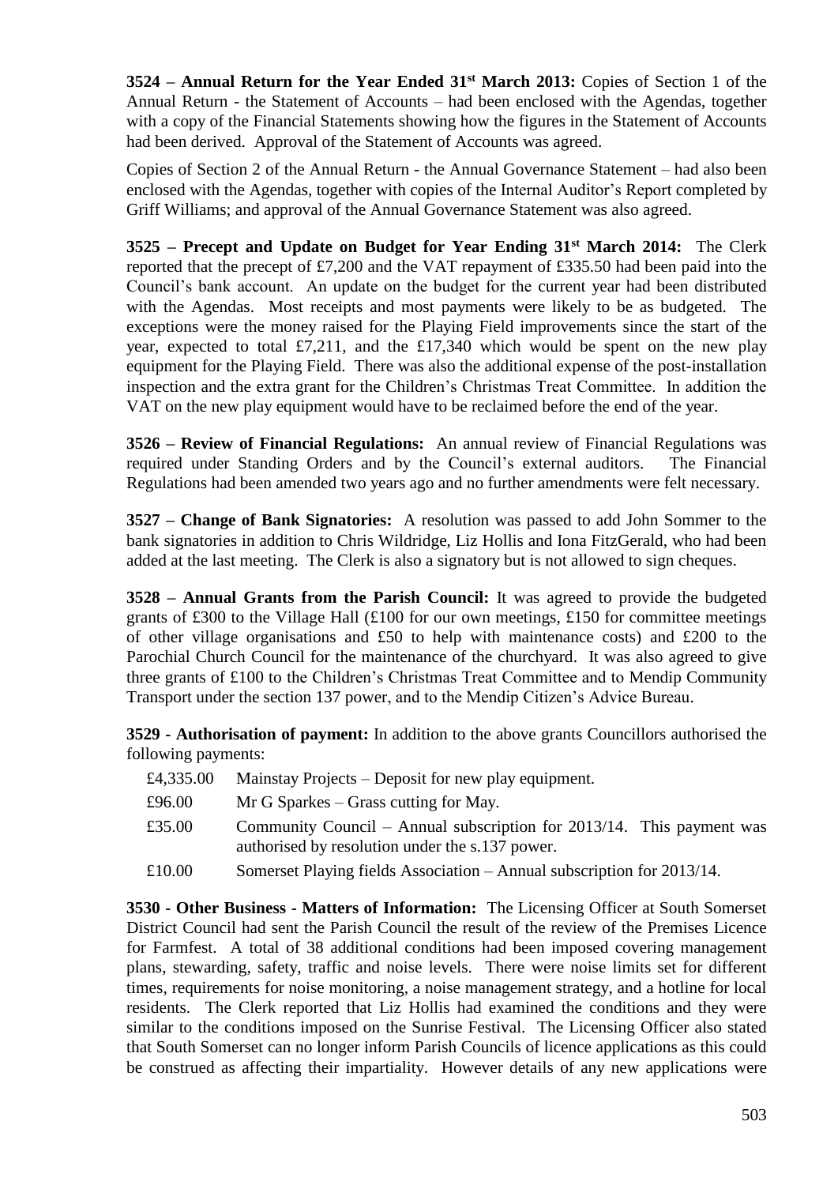**3524 – Annual Return for the Year Ended 31st March 2013:** Copies of Section 1 of the Annual Return - the Statement of Accounts – had been enclosed with the Agendas, together with a copy of the Financial Statements showing how the figures in the Statement of Accounts had been derived. Approval of the Statement of Accounts was agreed.

Copies of Section 2 of the Annual Return - the Annual Governance Statement – had also been enclosed with the Agendas, together with copies of the Internal Auditor's Report completed by Griff Williams; and approval of the Annual Governance Statement was also agreed.

**3525 – Precept and Update on Budget for Year Ending 31st March 2014:** The Clerk reported that the precept of £7,200 and the VAT repayment of £335.50 had been paid into the Council's bank account. An update on the budget for the current year had been distributed with the Agendas. Most receipts and most payments were likely to be as budgeted. The exceptions were the money raised for the Playing Field improvements since the start of the year, expected to total £7,211, and the £17,340 which would be spent on the new play equipment for the Playing Field. There was also the additional expense of the post-installation inspection and the extra grant for the Children's Christmas Treat Committee. In addition the VAT on the new play equipment would have to be reclaimed before the end of the year.

**3526 – Review of Financial Regulations:** An annual review of Financial Regulations was required under Standing Orders and by the Council's external auditors. The Financial Regulations had been amended two years ago and no further amendments were felt necessary.

**3527 – Change of Bank Signatories:** A resolution was passed to add John Sommer to the bank signatories in addition to Chris Wildridge, Liz Hollis and Iona FitzGerald, who had been added at the last meeting. The Clerk is also a signatory but is not allowed to sign cheques.

**3528 – Annual Grants from the Parish Council:** It was agreed to provide the budgeted grants of £300 to the Village Hall (£100 for our own meetings, £150 for committee meetings of other village organisations and £50 to help with maintenance costs) and £200 to the Parochial Church Council for the maintenance of the churchyard. It was also agreed to give three grants of £100 to the Children's Christmas Treat Committee and to Mendip Community Transport under the section 137 power, and to the Mendip Citizen's Advice Bureau.

**3529 - Authorisation of payment:** In addition to the above grants Councillors authorised the following payments:

| | |
|---|---|
| £4,335.00 | Mainstay Projects – Deposit for new play equipment. |
| £96.00 | Mr G Sparkes – Grass cutting for May. |
| £35.00 | Community Council – Annual subscription for 2013/14. This payment was authorised by resolution under the s.137 power. |
| £10.00 | Somerset Playing fields Association – Annual subscription for 2013/14. |

**3530 - Other Business - Matters of Information:** The Licensing Officer at South Somerset District Council had sent the Parish Council the result of the review of the Premises Licence for Farmfest. A total of 38 additional conditions had been imposed covering management plans, stewarding, safety, traffic and noise levels. There were noise limits set for different times, requirements for noise monitoring, a noise management strategy, and a hotline for local residents. The Clerk reported that Liz Hollis had examined the conditions and they were similar to the conditions imposed on the Sunrise Festival. The Licensing Officer also stated that South Somerset can no longer inform Parish Councils of licence applications as this could be construed as affecting their impartiality. However details of any new applications were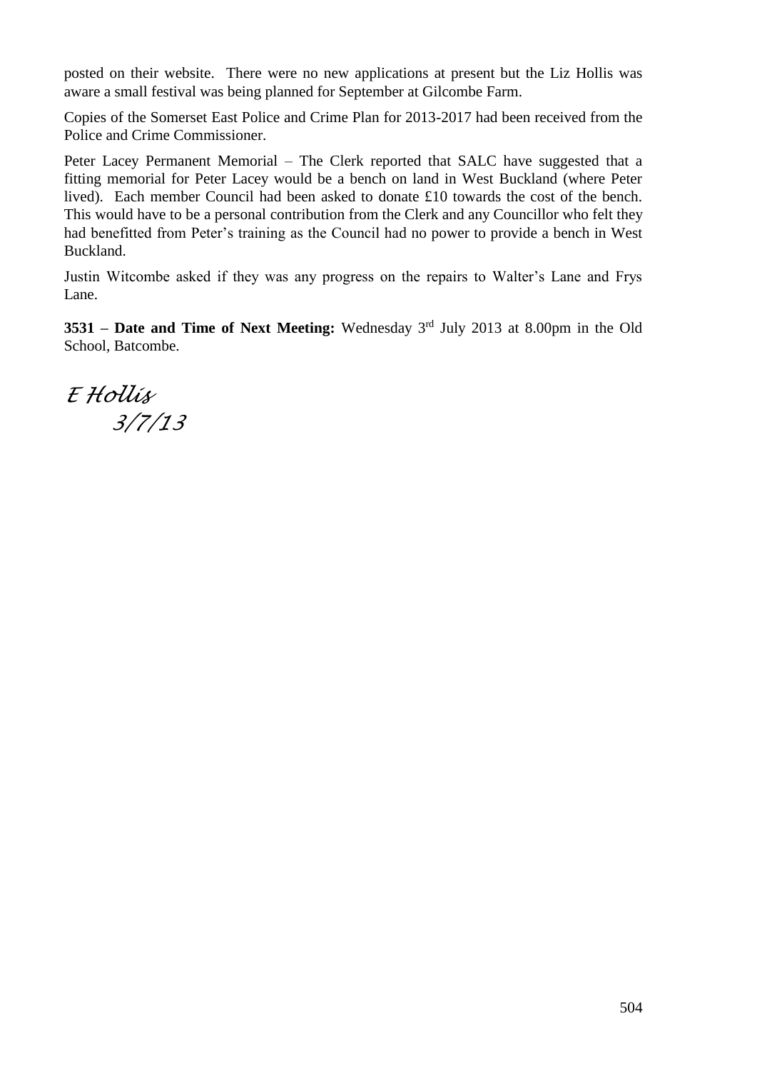posted on their website. There were no new applications at present but the Liz Hollis was aware a small festival was being planned for September at Gilcombe Farm.

Copies of the Somerset East Police and Crime Plan for 2013-2017 had been received from the Police and Crime Commissioner.

Peter Lacey Permanent Memorial – The Clerk reported that SALC have suggested that a fitting memorial for Peter Lacey would be a bench on land in West Buckland (where Peter lived). Each member Council had been asked to donate £10 towards the cost of the bench. This would have to be a personal contribution from the Clerk and any Councillor who felt they had benefitted from Peter's training as the Council had no power to provide a bench in West Buckland.

Justin Witcombe asked if they was any progress on the repairs to Walter's Lane and Frys Lane.

**3531 – Date and Time of Next Meeting:** Wednesday 3rd July 2013 at 8.00pm in the Old School, Batcombe.

*E Hollis*
*3/7/13*